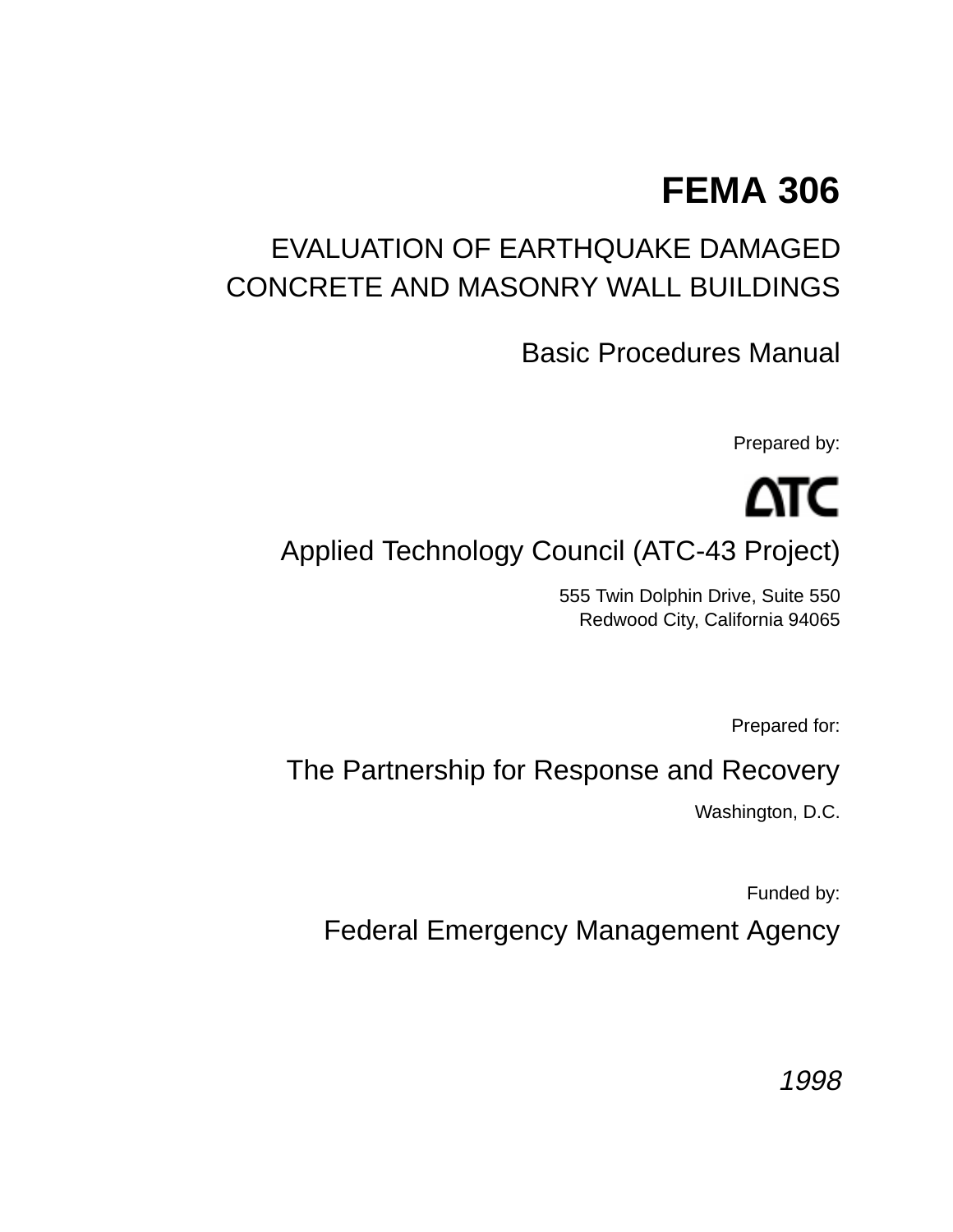# FEMA 306

## EVALUATION OF EARTHQUAKE DAMAGED CONCRETE AND MASONRY WALL BUILDINGS

### Basic Procedures Manual

Prepared by:

ATC

Applied Technology Council (ATC-43 Project)

555 Twin Dolphin Drive, Suite 550
Redwood City, California 94065

Prepared for:

The Partnership for Response and Recovery

Washington, D.C.

Funded by:

Federal Emergency Management Agency

*1998*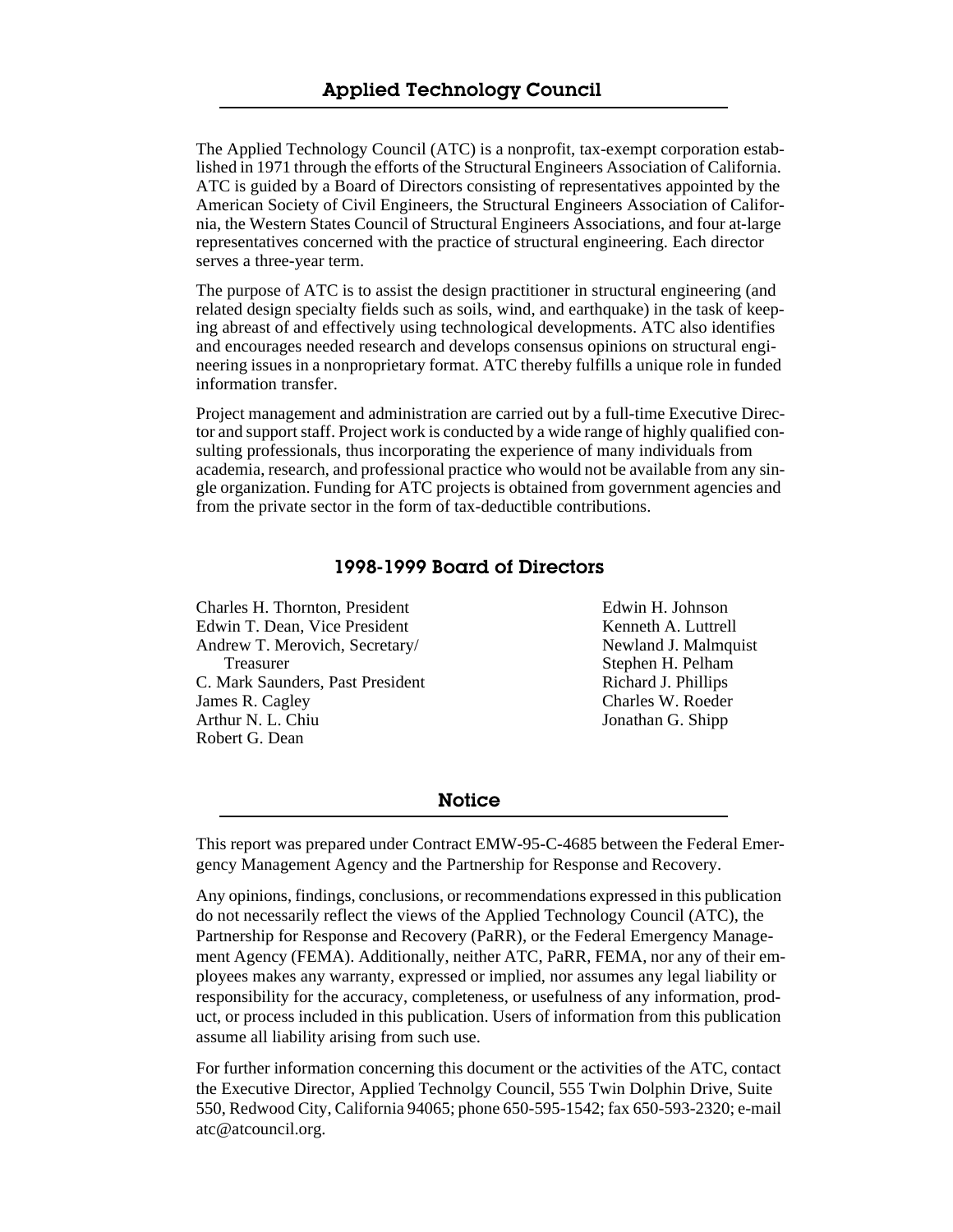## Applied Technology Council

The Applied Technology Council (ATC) is a nonprofit, tax-exempt corporation established in 1971 through the efforts of the Structural Engineers Association of California. ATC is guided by a Board of Directors consisting of representatives appointed by the American Society of Civil Engineers, the Structural Engineers Association of California, the Western States Council of Structural Engineers Associations, and four at-large representatives concerned with the practice of structural engineering. Each director serves a three-year term.

The purpose of ATC is to assist the design practitioner in structural engineering (and related design specialty fields such as soils, wind, and earthquake) in the task of keeping abreast of and effectively using technological developments. ATC also identifies and encourages needed research and develops consensus opinions on structural engineering issues in a nonproprietary format. ATC thereby fulfills a unique role in funded information transfer.

Project management and administration are carried out by a full-time Executive Director and support staff. Project work is conducted by a wide range of highly qualified consulting professionals, thus incorporating the experience of many individuals from academia, research, and professional practice who would not be available from any single organization. Funding for ATC projects is obtained from government agencies and from the private sector in the form of tax-deductible contributions.

### 1998-1999 Board of Directors

Charles H. Thornton, President
Edwin T. Dean, Vice President
Andrew T. Merovich, Secretary/Treasurer
C. Mark Saunders, Past President
James R. Cagley
Arthur N. L. Chiu
Robert G. Dean
Edwin H. Johnson
Kenneth A. Luttrell
Newland J. Malmquist
Stephen H. Pelham
Richard J. Phillips
Charles W. Roeder
Jonathan G. Shipp

## Notice

This report was prepared under Contract EMW-95-C-4685 between the Federal Emergency Management Agency and the Partnership for Response and Recovery.

Any opinions, findings, conclusions, or recommendations expressed in this publication do not necessarily reflect the views of the Applied Technology Council (ATC), the Partnership for Response and Recovery (PaRR), or the Federal Emergency Management Agency (FEMA). Additionally, neither ATC, PaRR, FEMA, nor any of their employees makes any warranty, expressed or implied, nor assumes any legal liability or responsibility for the accuracy, completeness, or usefulness of any information, product, or process included in this publication. Users of information from this publication assume all liability arising from such use.

For further information concerning this document or the activities of the ATC, contact the Executive Director, Applied Technolgy Council, 555 Twin Dolphin Drive, Suite 550, Redwood City, California 94065; phone 650-595-1542; fax 650-593-2320; e-mail atc@atcouncil.org.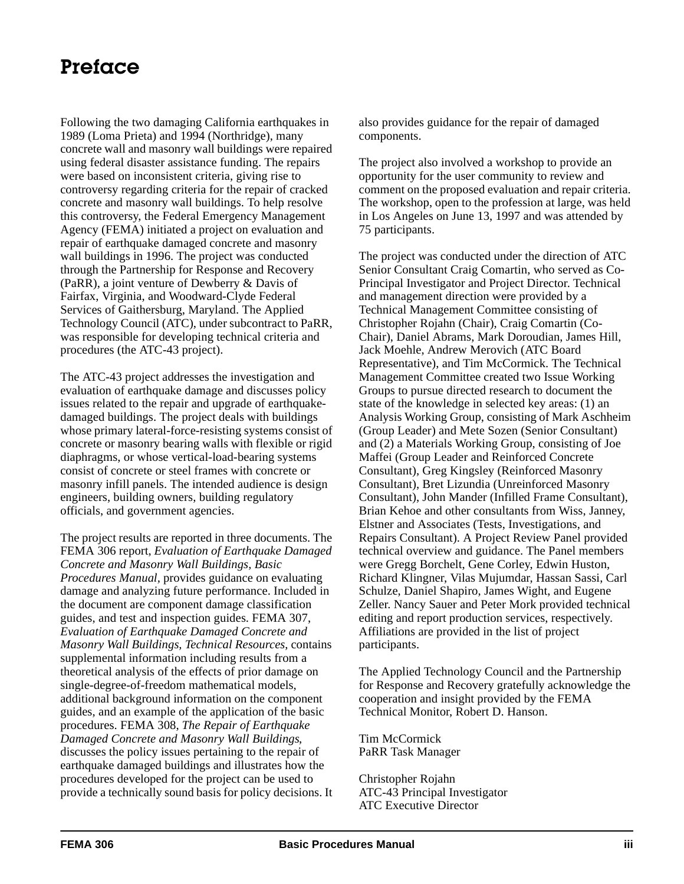# Preface

Following the two damaging California earthquakes in 1989 (Loma Prieta) and 1994 (Northridge), many concrete wall and masonry wall buildings were repaired using federal disaster assistance funding. The repairs were based on inconsistent criteria, giving rise to controversy regarding criteria for the repair of cracked concrete and masonry wall buildings. To help resolve this controversy, the Federal Emergency Management Agency (FEMA) initiated a project on evaluation and repair of earthquake damaged concrete and masonry wall buildings in 1996. The project was conducted through the Partnership for Response and Recovery (PaRR), a joint venture of Dewberry & Davis of Fairfax, Virginia, and Woodward-Clyde Federal Services of Gaithersburg, Maryland. The Applied Technology Council (ATC), under subcontract to PaRR, was responsible for developing technical criteria and procedures (the ATC-43 project).

The ATC-43 project addresses the investigation and evaluation of earthquake damage and discusses policy issues related to the repair and upgrade of earthquake-damaged buildings. The project deals with buildings whose primary lateral-force-resisting systems consist of concrete or masonry bearing walls with flexible or rigid diaphragms, or whose vertical-load-bearing systems consist of concrete or steel frames with concrete or masonry infill panels. The intended audience is design engineers, building owners, building regulatory officials, and government agencies.

The project results are reported in three documents. The FEMA 306 report, *Evaluation of Earthquake Damaged Concrete and Masonry Wall Buildings, Basic Procedures Manual*, provides guidance on evaluating damage and analyzing future performance. Included in the document are component damage classification guides, and test and inspection guides. FEMA 307, *Evaluation of Earthquake Damaged Concrete and Masonry Wall Buildings, Technical Resources*, contains supplemental information including results from a theoretical analysis of the effects of prior damage on single-degree-of-freedom mathematical models, additional background information on the component guides, and an example of the application of the basic procedures. FEMA 308, *The Repair of Earthquake Damaged Concrete and Masonry Wall Buildings*, discusses the policy issues pertaining to the repair of earthquake damaged buildings and illustrates how the procedures developed for the project can be used to provide a technically sound basis for policy decisions. It also provides guidance for the repair of damaged components.

The project also involved a workshop to provide an opportunity for the user community to review and comment on the proposed evaluation and repair criteria. The workshop, open to the profession at large, was held in Los Angeles on June 13, 1997 and was attended by 75 participants.

The project was conducted under the direction of ATC Senior Consultant Craig Comartin, who served as Co-Principal Investigator and Project Director. Technical and management direction were provided by a Technical Management Committee consisting of Christopher Rojahn (Chair), Craig Comartin (Co-Chair), Daniel Abrams, Mark Doroudian, James Hill, Jack Moehle, Andrew Merovich (ATC Board Representative), and Tim McCormick. The Technical Management Committee created two Issue Working Groups to pursue directed research to document the state of the knowledge in selected key areas: (1) an Analysis Working Group, consisting of Mark Aschheim (Group Leader) and Mete Sozen (Senior Consultant) and (2) a Materials Working Group, consisting of Joe Maffei (Group Leader and Reinforced Concrete Consultant), Greg Kingsley (Reinforced Masonry Consultant), Bret Lizundia (Unreinforced Masonry Consultant), John Mander (Infilled Frame Consultant), Brian Kehoe and other consultants from Wiss, Janney, Elstner and Associates (Tests, Investigations, and Repairs Consultant). A Project Review Panel provided technical overview and guidance. The Panel members were Gregg Borchelt, Gene Corley, Edwin Huston, Richard Klingner, Vilas Mujumdar, Hassan Sassi, Carl Schulze, Daniel Shapiro, James Wight, and Eugene Zeller. Nancy Sauer and Peter Mork provided technical editing and report production services, respectively. Affiliations are provided in the list of project participants.

The Applied Technology Council and the Partnership for Response and Recovery gratefully acknowledge the cooperation and insight provided by the FEMA Technical Monitor, Robert D. Hanson.

Tim McCormick
PaRR Task Manager

Christopher Rojahn
ATC-43 Principal Investigator
ATC Executive Director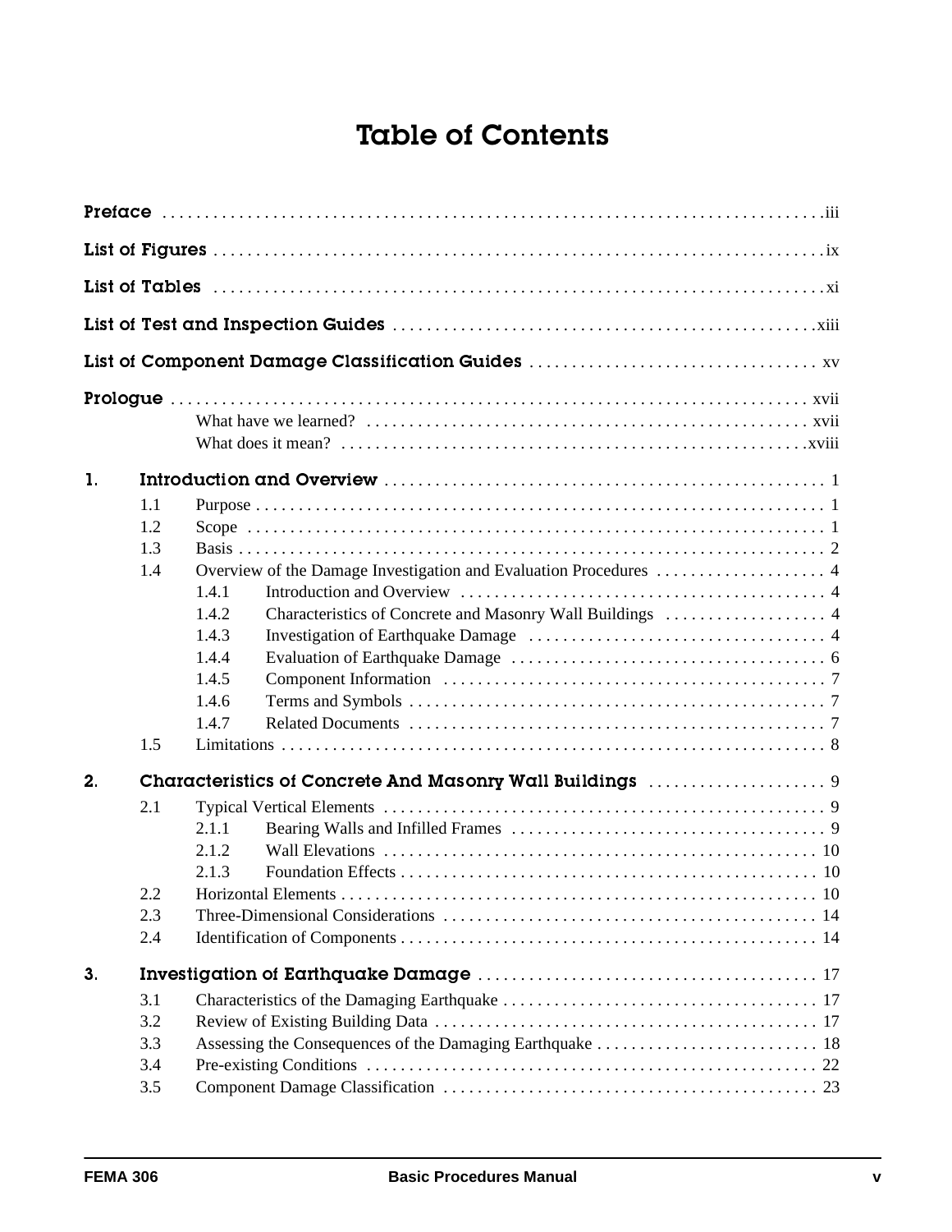# Table of Contents

**Preface** . . . . . . . . . . . . . . . . . . . . . . . . . . . . . . . . . . . . . . . . . . . . . . . . . . . . . . . . . . . . . . . . . . . . . . . . . . iii

**List of Figures** . . . . . . . . . . . . . . . . . . . . . . . . . . . . . . . . . . . . . . . . . . . . . . . . . . . . . . . . . . . . . . . . . . . . ix

**List of Tables** . . . . . . . . . . . . . . . . . . . . . . . . . . . . . . . . . . . . . . . . . . . . . . . . . . . . . . . . . . . . . . . . . . . . xi

**List of Test and Inspection Guides** . . . . . . . . . . . . . . . . . . . . . . . . . . . . . . . . . . . . . . . . . . . . . . . . . xiii

**List of Component Damage Classification Guides** . . . . . . . . . . . . . . . . . . . . . . . . . . . . . . . . . . xv

**Prologue** . . . . . . . . . . . . . . . . . . . . . . . . . . . . . . . . . . . . . . . . . . . . . . . . . . . . . . . . . . . . . . . . . . . . . . . xvii
- What have we learned? . . . . . . . . . . . . . . . . . . . . . . . . . . . . . . . . . . . . . . . . . . . . . . . . . . . xvii
- What does it mean? . . . . . . . . . . . . . . . . . . . . . . . . . . . . . . . . . . . . . . . . . . . . . . . . . . . . . .xviii

**1. Introduction and Overview** . . . . . . . . . . . . . . . . . . . . . . . . . . . . . . . . . . . . . . . . . . . . . . . . . . . . 1
- 1.1 Purpose . . . . . . . . . . . . . . . . . . . . . . . . . . . . . . . . . . . . . . . . . . . . . . . . . . . . . . . . . . . . . . . . . . 1
- 1.2 Scope . . . . . . . . . . . . . . . . . . . . . . . . . . . . . . . . . . . . . . . . . . . . . . . . . . . . . . . . . . . . . . . . . . . 1
- 1.3 Basis . . . . . . . . . . . . . . . . . . . . . . . . . . . . . . . . . . . . . . . . . . . . . . . . . . . . . . . . . . . . . . . . . . . . 2
- 1.4 Overview of the Damage Investigation and Evaluation Procedures . . . . . . . . . . . . . . . . . . . . 4
  - 1.4.1 Introduction and Overview . . . . . . . . . . . . . . . . . . . . . . . . . . . . . . . . . . . . . . . . . . . 4
  - 1.4.2 Characteristics of Concrete and Masonry Wall Buildings . . . . . . . . . . . . . . . . . . . 4
  - 1.4.3 Investigation of Earthquake Damage . . . . . . . . . . . . . . . . . . . . . . . . . . . . . . . . . . . 4
  - 1.4.4 Evaluation of Earthquake Damage . . . . . . . . . . . . . . . . . . . . . . . . . . . . . . . . . . . . . 6
  - 1.4.5 Component Information . . . . . . . . . . . . . . . . . . . . . . . . . . . . . . . . . . . . . . . . . . . . . 7
  - 1.4.6 Terms and Symbols . . . . . . . . . . . . . . . . . . . . . . . . . . . . . . . . . . . . . . . . . . . . . . . . . 7
  - 1.4.7 Related Documents . . . . . . . . . . . . . . . . . . . . . . . . . . . . . . . . . . . . . . . . . . . . . . . . . 7
- 1.5 Limitations . . . . . . . . . . . . . . . . . . . . . . . . . . . . . . . . . . . . . . . . . . . . . . . . . . . . . . . . . . . . . . . 8

**2. Characteristics of Concrete And Masonry Wall Buildings** . . . . . . . . . . . . . . . . . . . . . 9
- 2.1 Typical Vertical Elements . . . . . . . . . . . . . . . . . . . . . . . . . . . . . . . . . . . . . . . . . . . . . . . . . . . . 9
  - 2.1.1 Bearing Walls and Infilled Frames . . . . . . . . . . . . . . . . . . . . . . . . . . . . . . . . . . . . . 9
  - 2.1.2 Wall Elevations . . . . . . . . . . . . . . . . . . . . . . . . . . . . . . . . . . . . . . . . . . . . . . . . . . . 10
  - 2.1.3 Foundation Effects . . . . . . . . . . . . . . . . . . . . . . . . . . . . . . . . . . . . . . . . . . . . . . . . 10
- 2.2 Horizontal Elements . . . . . . . . . . . . . . . . . . . . . . . . . . . . . . . . . . . . . . . . . . . . . . . . . . . . . . . 10
- 2.3 Three-Dimensional Considerations . . . . . . . . . . . . . . . . . . . . . . . . . . . . . . . . . . . . . . . . . . . . 14
- 2.4 Identification of Components . . . . . . . . . . . . . . . . . . . . . . . . . . . . . . . . . . . . . . . . . . . . . . . . 14

**3. Investigation of Earthquake Damage** . . . . . . . . . . . . . . . . . . . . . . . . . . . . . . . . . . . . . . . 17
- 3.1 Characteristics of the Damaging Earthquake . . . . . . . . . . . . . . . . . . . . . . . . . . . . . . . . . . . . 17
- 3.2 Review of Existing Building Data . . . . . . . . . . . . . . . . . . . . . . . . . . . . . . . . . . . . . . . . . . . . 17
- 3.3 Assessing the Consequences of the Damaging Earthquake . . . . . . . . . . . . . . . . . . . . . . . . . 18
- 3.4 Pre-existing Conditions . . . . . . . . . . . . . . . . . . . . . . . . . . . . . . . . . . . . . . . . . . . . . . . . . . . . . 22
- 3.5 Component Damage Classification . . . . . . . . . . . . . . . . . . . . . . . . . . . . . . . . . . . . . . . . . . . 23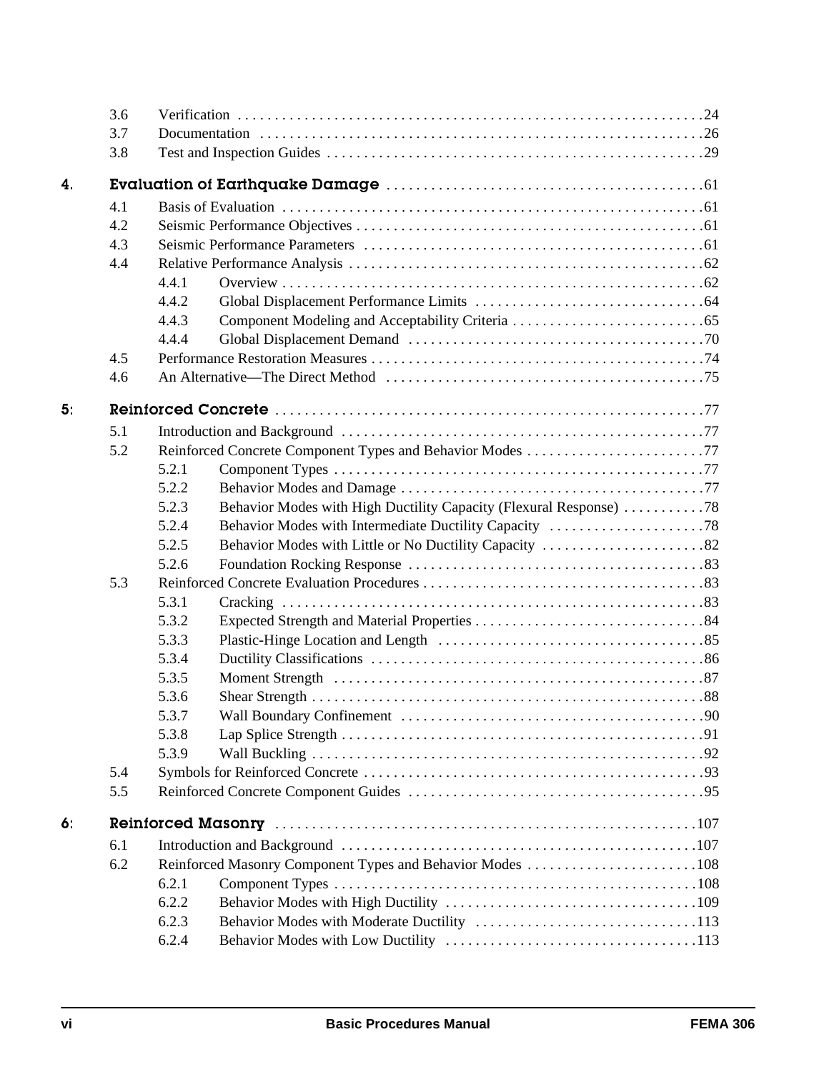| | | | |
|---|---|---|---|
| | 3.6 | Verification | 24 |
| | 3.7 | Documentation | 26 |
| | 3.8 | Test and Inspection Guides | 29 |
| **4.** | **Evaluation of Earthquake Damage** | | **61** |
| | 4.1 | Basis of Evaluation | 61 |
| | 4.2 | Seismic Performance Objectives | 61 |
| | 4.3 | Seismic Performance Parameters | 61 |
| | 4.4 | Relative Performance Analysis | 62 |
| | 4.4.1 | Overview | 62 |
| | 4.4.2 | Global Displacement Performance Limits | 64 |
| | 4.4.3 | Component Modeling and Acceptability Criteria | 65 |
| | 4.4.4 | Global Displacement Demand | 70 |
| | 4.5 | Performance Restoration Measures | 74 |
| | 4.6 | An Alternative—The Direct Method | 75 |
| **5:** | **Reinforced Concrete** | | **77** |
| | 5.1 | Introduction and Background | 77 |
| | 5.2 | Reinforced Concrete Component Types and Behavior Modes | 77 |
| | 5.2.1 | Component Types | 77 |
| | 5.2.2 | Behavior Modes and Damage | 77 |
| | 5.2.3 | Behavior Modes with High Ductility Capacity (Flexural Response) | 78 |
| | 5.2.4 | Behavior Modes with Intermediate Ductility Capacity | 78 |
| | 5.2.5 | Behavior Modes with Little or No Ductility Capacity | 82 |
| | 5.2.6 | Foundation Rocking Response | 83 |
| | 5.3 | Reinforced Concrete Evaluation Procedures | 83 |
| | 5.3.1 | Cracking | 83 |
| | 5.3.2 | Expected Strength and Material Properties | 84 |
| | 5.3.3 | Plastic-Hinge Location and Length | 85 |
| | 5.3.4 | Ductility Classifications | 86 |
| | 5.3.5 | Moment Strength | 87 |
| | 5.3.6 | Shear Strength | 88 |
| | 5.3.7 | Wall Boundary Confinement | 90 |
| | 5.3.8 | Lap Splice Strength | 91 |
| | 5.3.9 | Wall Buckling | 92 |
| | 5.4 | Symbols for Reinforced Concrete | 93 |
| | 5.5 | Reinforced Concrete Component Guides | 95 |
| **6:** | **Reinforced Masonry** | | **107** |
| | 6.1 | Introduction and Background | 107 |
| | 6.2 | Reinforced Masonry Component Types and Behavior Modes | 108 |
| | 6.2.1 | Component Types | 108 |
| | 6.2.2 | Behavior Modes with High Ductility | 109 |
| | 6.2.3 | Behavior Modes with Moderate Ductility | 113 |
| | 6.2.4 | Behavior Modes with Low Ductility | 113 |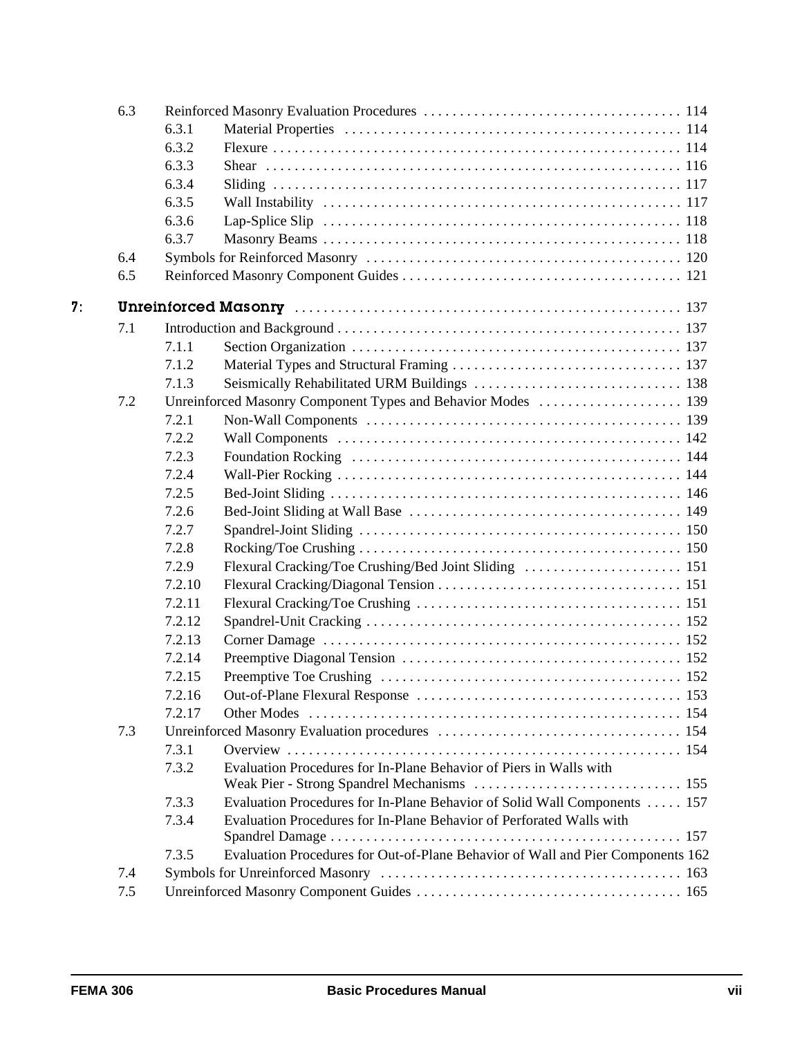- 6.3 Reinforced Masonry Evaluation Procedures . . . . . . . . . . . . . . . . . . . . . . . . . . . . . . . . . . . . 114
  - 6.3.1 Material Properties . . . . . . . . . . . . . . . . . . . . . . . . . . . . . . . . . . . . . . . . . . . . . . . 114
  - 6.3.2 Flexure . . . . . . . . . . . . . . . . . . . . . . . . . . . . . . . . . . . . . . . . . . . . . . . . . . . . . . . . . 114
  - 6.3.3 Shear . . . . . . . . . . . . . . . . . . . . . . . . . . . . . . . . . . . . . . . . . . . . . . . . . . . . . . . . . . 116
  - 6.3.4 Sliding . . . . . . . . . . . . . . . . . . . . . . . . . . . . . . . . . . . . . . . . . . . . . . . . . . . . . . . . . 117
  - 6.3.5 Wall Instability . . . . . . . . . . . . . . . . . . . . . . . . . . . . . . . . . . . . . . . . . . . . . . . . . . 117
  - 6.3.6 Lap-Splice Slip . . . . . . . . . . . . . . . . . . . . . . . . . . . . . . . . . . . . . . . . . . . . . . . . . . 118
  - 6.3.7 Masonry Beams . . . . . . . . . . . . . . . . . . . . . . . . . . . . . . . . . . . . . . . . . . . . . . . . . . 118
- 6.4 Symbols for Reinforced Masonry . . . . . . . . . . . . . . . . . . . . . . . . . . . . . . . . . . . . . . . . . . . 120
- 6.5 Reinforced Masonry Component Guides . . . . . . . . . . . . . . . . . . . . . . . . . . . . . . . . . . . . . . 121

## 7: Unreinforced Masonry . . . . . . . . . . . . . . . . . . . . . . . . . . . . . . . . . . . . . . . . . . . . . . . . . . . . 137

- 7.1 Introduction and Background . . . . . . . . . . . . . . . . . . . . . . . . . . . . . . . . . . . . . . . . . . . . . . . . 137
  - 7.1.1 Section Organization . . . . . . . . . . . . . . . . . . . . . . . . . . . . . . . . . . . . . . . . . . . . . . 137
  - 7.1.2 Material Types and Structural Framing . . . . . . . . . . . . . . . . . . . . . . . . . . . . . . . . 137
  - 7.1.3 Seismically Rehabilitated URM Buildings . . . . . . . . . . . . . . . . . . . . . . . . . . . . . 138
- 7.2 Unreinforced Masonry Component Types and Behavior Modes . . . . . . . . . . . . . . . . . . . . 139
  - 7.2.1 Non-Wall Components . . . . . . . . . . . . . . . . . . . . . . . . . . . . . . . . . . . . . . . . . . . . 139
  - 7.2.2 Wall Components . . . . . . . . . . . . . . . . . . . . . . . . . . . . . . . . . . . . . . . . . . . . . . . . 142
  - 7.2.3 Foundation Rocking . . . . . . . . . . . . . . . . . . . . . . . . . . . . . . . . . . . . . . . . . . . . . . 144
  - 7.2.4 Wall-Pier Rocking . . . . . . . . . . . . . . . . . . . . . . . . . . . . . . . . . . . . . . . . . . . . . . . . 144
  - 7.2.5 Bed-Joint Sliding . . . . . . . . . . . . . . . . . . . . . . . . . . . . . . . . . . . . . . . . . . . . . . . . . 146
  - 7.2.6 Bed-Joint Sliding at Wall Base . . . . . . . . . . . . . . . . . . . . . . . . . . . . . . . . . . . . . . 149
  - 7.2.7 Spandrel-Joint Sliding . . . . . . . . . . . . . . . . . . . . . . . . . . . . . . . . . . . . . . . . . . . . . 150
  - 7.2.8 Rocking/Toe Crushing . . . . . . . . . . . . . . . . . . . . . . . . . . . . . . . . . . . . . . . . . . . . . 150
  - 7.2.9 Flexural Cracking/Toe Crushing/Bed Joint Sliding . . . . . . . . . . . . . . . . . . . . . . 151
  - 7.2.10 Flexural Cracking/Diagonal Tension . . . . . . . . . . . . . . . . . . . . . . . . . . . . . . . . . . 151
  - 7.2.11 Flexural Cracking/Toe Crushing . . . . . . . . . . . . . . . . . . . . . . . . . . . . . . . . . . . . . 151
  - 7.2.12 Spandrel-Unit Cracking . . . . . . . . . . . . . . . . . . . . . . . . . . . . . . . . . . . . . . . . . . . . 152
  - 7.2.13 Corner Damage . . . . . . . . . . . . . . . . . . . . . . . . . . . . . . . . . . . . . . . . . . . . . . . . . . 152
  - 7.2.14 Preemptive Diagonal Tension . . . . . . . . . . . . . . . . . . . . . . . . . . . . . . . . . . . . . . . 152
  - 7.2.15 Preemptive Toe Crushing . . . . . . . . . . . . . . . . . . . . . . . . . . . . . . . . . . . . . . . . . . 152
  - 7.2.16 Out-of-Plane Flexural Response . . . . . . . . . . . . . . . . . . . . . . . . . . . . . . . . . . . . . 153
  - 7.2.17 Other Modes . . . . . . . . . . . . . . . . . . . . . . . . . . . . . . . . . . . . . . . . . . . . . . . . . . . . 154
- 7.3 Unreinforced Masonry Evaluation procedures . . . . . . . . . . . . . . . . . . . . . . . . . . . . . . . . . . 154
  - 7.3.1 Overview . . . . . . . . . . . . . . . . . . . . . . . . . . . . . . . . . . . . . . . . . . . . . . . . . . . . . . . 154
  - 7.3.2 Evaluation Procedures for In-Plane Behavior of Piers in Walls with Weak Pier - Strong Spandrel Mechanisms . . . . . . . . . . . . . . . . . . . . . . . . . . . . 155
  - 7.3.3 Evaluation Procedures for In-Plane Behavior of Solid Wall Components . . . . . 157
  - 7.3.4 Evaluation Procedures for In-Plane Behavior of Perforated Walls with Spandrel Damage . . . . . . . . . . . . . . . . . . . . . . . . . . . . . . . . . . . . . . . . . . . . . . . . . 157
  - 7.3.5 Evaluation Procedures for Out-of-Plane Behavior of Wall and Pier Components 162
- 7.4 Symbols for Unreinforced Masonry . . . . . . . . . . . . . . . . . . . . . . . . . . . . . . . . . . . . . . . . . . 163
- 7.5 Unreinforced Masonry Component Guides . . . . . . . . . . . . . . . . . . . . . . . . . . . . . . . . . . . . . 165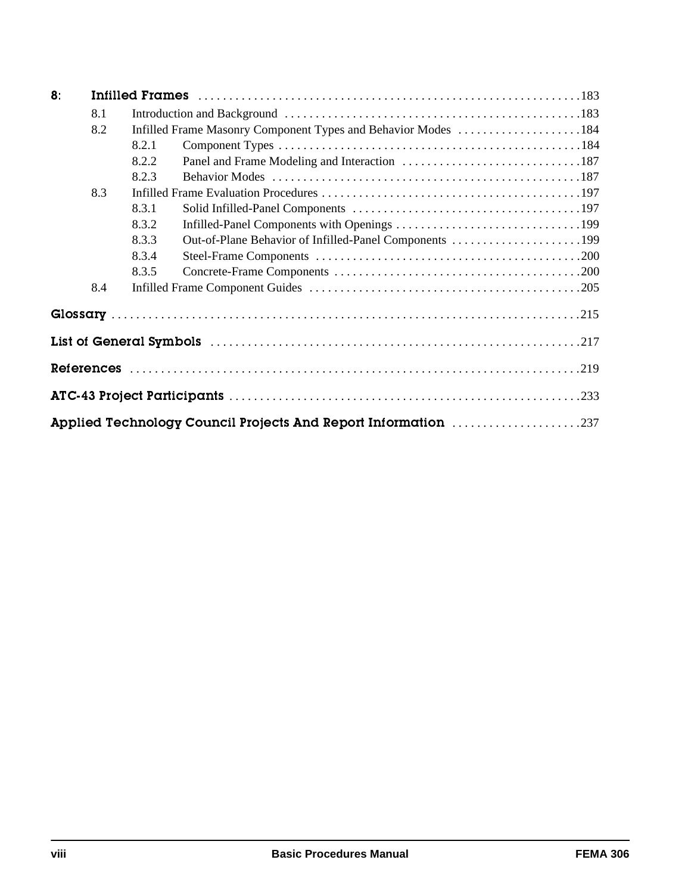**8: Infilled Frames** .....183

- 8.1 Introduction and Background .....183
- 8.2 Infilled Frame Masonry Component Types and Behavior Modes .....184
  - 8.2.1 Component Types .....184
  - 8.2.2 Panel and Frame Modeling and Interaction .....187
  - 8.2.3 Behavior Modes .....187
- 8.3 Infilled Frame Evaluation Procedures .....197
  - 8.3.1 Solid Infilled-Panel Components .....197
  - 8.3.2 Infilled-Panel Components with Openings .....199
  - 8.3.3 Out-of-Plane Behavior of Infilled-Panel Components .....199
  - 8.3.4 Steel-Frame Components .....200
  - 8.3.5 Concrete-Frame Components .....200
- 8.4 Infilled Frame Component Guides .....205

**Glossary** .....215

**List of General Symbols** .....217

**References** .....219

**ATC-43 Project Participants** .....233

**Applied Technology Council Projects And Report Information** .....237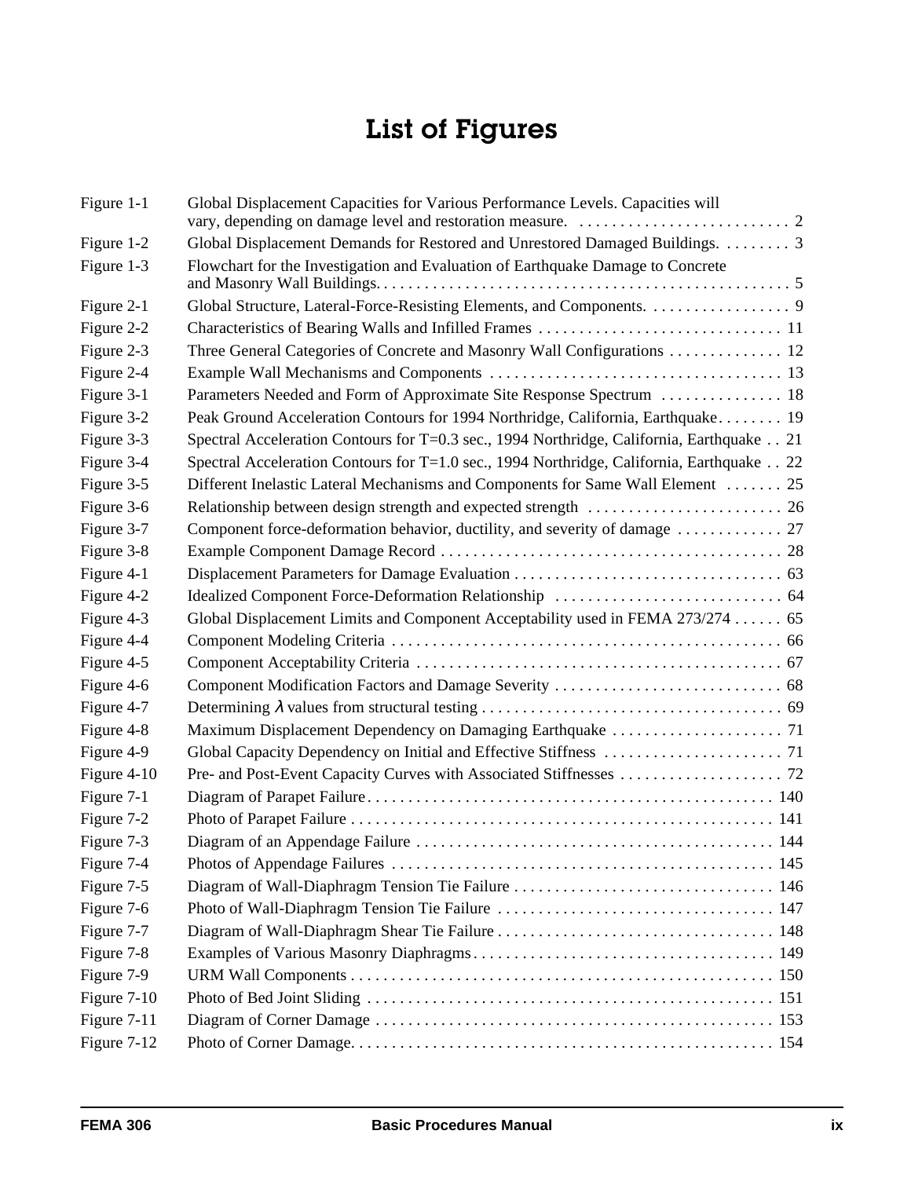# List of Figures

| | | |
|---|---|---|
| Figure 1-1 | Global Displacement Capacities for Various Performance Levels. Capacities will vary, depending on damage level and restoration measure. | 2 |
| Figure 1-2 | Global Displacement Demands for Restored and Unrestored Damaged Buildings. | 3 |
| Figure 1-3 | Flowchart for the Investigation and Evaluation of Earthquake Damage to Concrete and Masonry Wall Buildings. | 5 |
| Figure 2-1 | Global Structure, Lateral-Force-Resisting Elements, and Components. | 9 |
| Figure 2-2 | Characteristics of Bearing Walls and Infilled Frames | 11 |
| Figure 2-3 | Three General Categories of Concrete and Masonry Wall Configurations | 12 |
| Figure 2-4 | Example Wall Mechanisms and Components | 13 |
| Figure 3-1 | Parameters Needed and Form of Approximate Site Response Spectrum | 18 |
| Figure 3-2 | Peak Ground Acceleration Contours for 1994 Northridge, California, Earthquake | 19 |
| Figure 3-3 | Spectral Acceleration Contours for T=0.3 sec., 1994 Northridge, California, Earthquake | 21 |
| Figure 3-4 | Spectral Acceleration Contours for T=1.0 sec., 1994 Northridge, California, Earthquake | 22 |
| Figure 3-5 | Different Inelastic Lateral Mechanisms and Components for Same Wall Element | 25 |
| Figure 3-6 | Relationship between design strength and expected strength | 26 |
| Figure 3-7 | Component force-deformation behavior, ductility, and severity of damage | 27 |
| Figure 3-8 | Example Component Damage Record | 28 |
| Figure 4-1 | Displacement Parameters for Damage Evaluation | 63 |
| Figure 4-2 | Idealized Component Force-Deformation Relationship | 64 |
| Figure 4-3 | Global Displacement Limits and Component Acceptability used in FEMA 273/274 | 65 |
| Figure 4-4 | Component Modeling Criteria | 66 |
| Figure 4-5 | Component Acceptability Criteria | 67 |
| Figure 4-6 | Component Modification Factors and Damage Severity | 68 |
| Figure 4-7 | Determining $\lambda$ values from structural testing | 69 |
| Figure 4-8 | Maximum Displacement Dependency on Damaging Earthquake | 71 |
| Figure 4-9 | Global Capacity Dependency on Initial and Effective Stiffness | 71 |
| Figure 4-10 | Pre- and Post-Event Capacity Curves with Associated Stiffnesses | 72 |
| Figure 7-1 | Diagram of Parapet Failure | 140 |
| Figure 7-2 | Photo of Parapet Failure | 141 |
| Figure 7-3 | Diagram of an Appendage Failure | 144 |
| Figure 7-4 | Photos of Appendage Failures | 145 |
| Figure 7-5 | Diagram of Wall-Diaphragm Tension Tie Failure | 146 |
| Figure 7-6 | Photo of Wall-Diaphragm Tension Tie Failure | 147 |
| Figure 7-7 | Diagram of Wall-Diaphragm Shear Tie Failure | 148 |
| Figure 7-8 | Examples of Various Masonry Diaphragms | 149 |
| Figure 7-9 | URM Wall Components | 150 |
| Figure 7-10 | Photo of Bed Joint Sliding | 151 |
| Figure 7-11 | Diagram of Corner Damage | 153 |
| Figure 7-12 | Photo of Corner Damage. | 154 |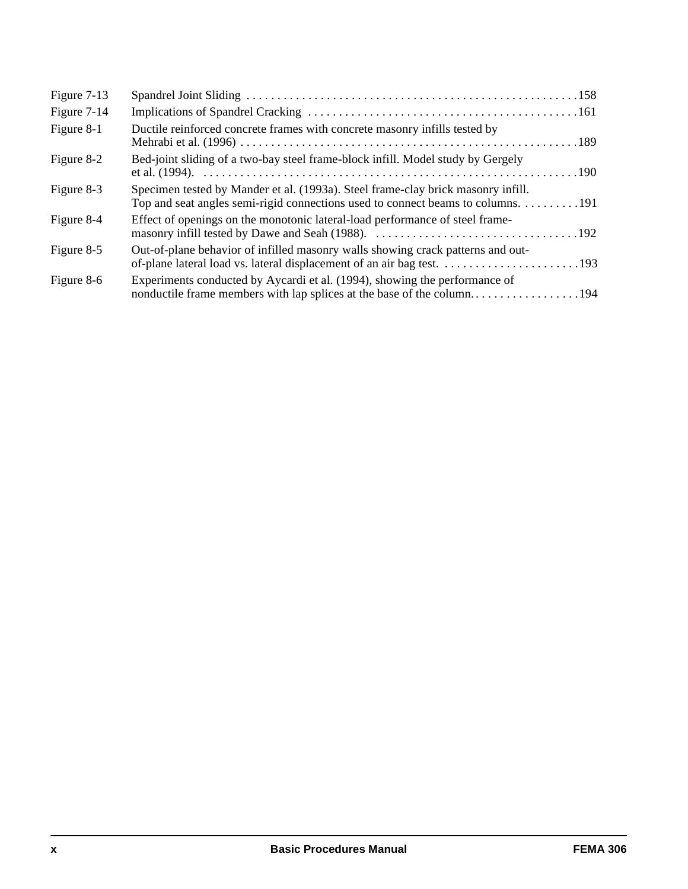| | | |
|---|---|---|
| Figure 7-13 | Spandrel Joint Sliding | 158 |
| Figure 7-14 | Implications of Spandrel Cracking | 161 |
| Figure 8-1 | Ductile reinforced concrete frames with concrete masonry infills tested by Mehrabi et al. (1996) | 189 |
| Figure 8-2 | Bed-joint sliding of a two-bay steel frame-block infill. Model study by Gergely et al. (1994). | 190 |
| Figure 8-3 | Specimen tested by Mander et al. (1993a). Steel frame-clay brick masonry infill. Top and seat angles semi-rigid connections used to connect beams to columns. | 191 |
| Figure 8-4 | Effect of openings on the monotonic lateral-load performance of steel frame-masonry infill tested by Dawe and Seah (1988). | 192 |
| Figure 8-5 | Out-of-plane behavior of infilled masonry walls showing crack patterns and out-of-plane lateral load vs. lateral displacement of an air bag test. | 193 |
| Figure 8-6 | Experiments conducted by Aycardi et al. (1994), showing the performance of nonductile frame members with lap splices at the base of the column. | 194 |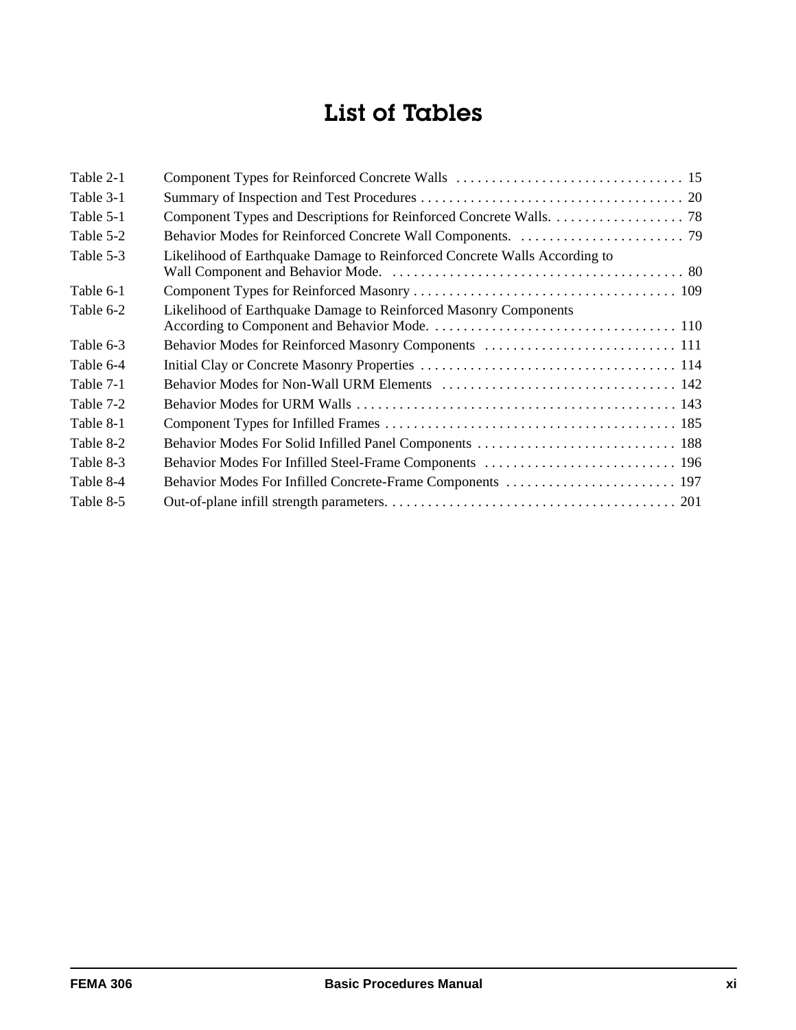# List of Tables

| | | |
|---|---|---|
| Table 2-1 | Component Types for Reinforced Concrete Walls | 15 |
| Table 3-1 | Summary of Inspection and Test Procedures | 20 |
| Table 5-1 | Component Types and Descriptions for Reinforced Concrete Walls. | 78 |
| Table 5-2 | Behavior Modes for Reinforced Concrete Wall Components. | 79 |
| Table 5-3 | Likelihood of Earthquake Damage to Reinforced Concrete Walls According to Wall Component and Behavior Mode. | 80 |
| Table 6-1 | Component Types for Reinforced Masonry | 109 |
| Table 6-2 | Likelihood of Earthquake Damage to Reinforced Masonry Components According to Component and Behavior Mode. | 110 |
| Table 6-3 | Behavior Modes for Reinforced Masonry Components | 111 |
| Table 6-4 | Initial Clay or Concrete Masonry Properties | 114 |
| Table 7-1 | Behavior Modes for Non-Wall URM Elements | 142 |
| Table 7-2 | Behavior Modes for URM Walls | 143 |
| Table 8-1 | Component Types for Infilled Frames | 185 |
| Table 8-2 | Behavior Modes For Solid Infilled Panel Components | 188 |
| Table 8-3 | Behavior Modes For Infilled Steel-Frame Components | 196 |
| Table 8-4 | Behavior Modes For Infilled Concrete-Frame Components | 197 |
| Table 8-5 | Out-of-plane infill strength parameters. | 201 |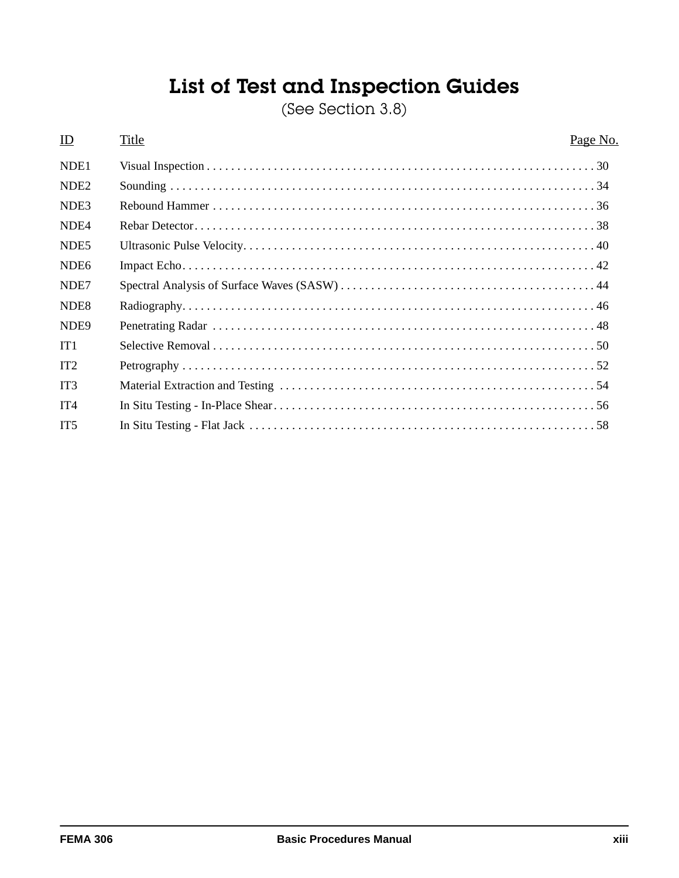# List of Test and Inspection Guides

(See Section 3.8)

| ID | Title | Page No. |
| --- | --- | --- |
| NDE1 | Visual Inspection | 30 |
| NDE2 | Sounding | 34 |
| NDE3 | Rebound Hammer | 36 |
| NDE4 | Rebar Detector | 38 |
| NDE5 | Ultrasonic Pulse Velocity | 40 |
| NDE6 | Impact Echo | 42 |
| NDE7 | Spectral Analysis of Surface Waves (SASW) | 44 |
| NDE8 | Radiography | 46 |
| NDE9 | Penetrating Radar | 48 |
| IT1 | Selective Removal | 50 |
| IT2 | Petrography | 52 |
| IT3 | Material Extraction and Testing | 54 |
| IT4 | In Situ Testing - In-Place Shear | 56 |
| IT5 | In Situ Testing - Flat Jack | 58 |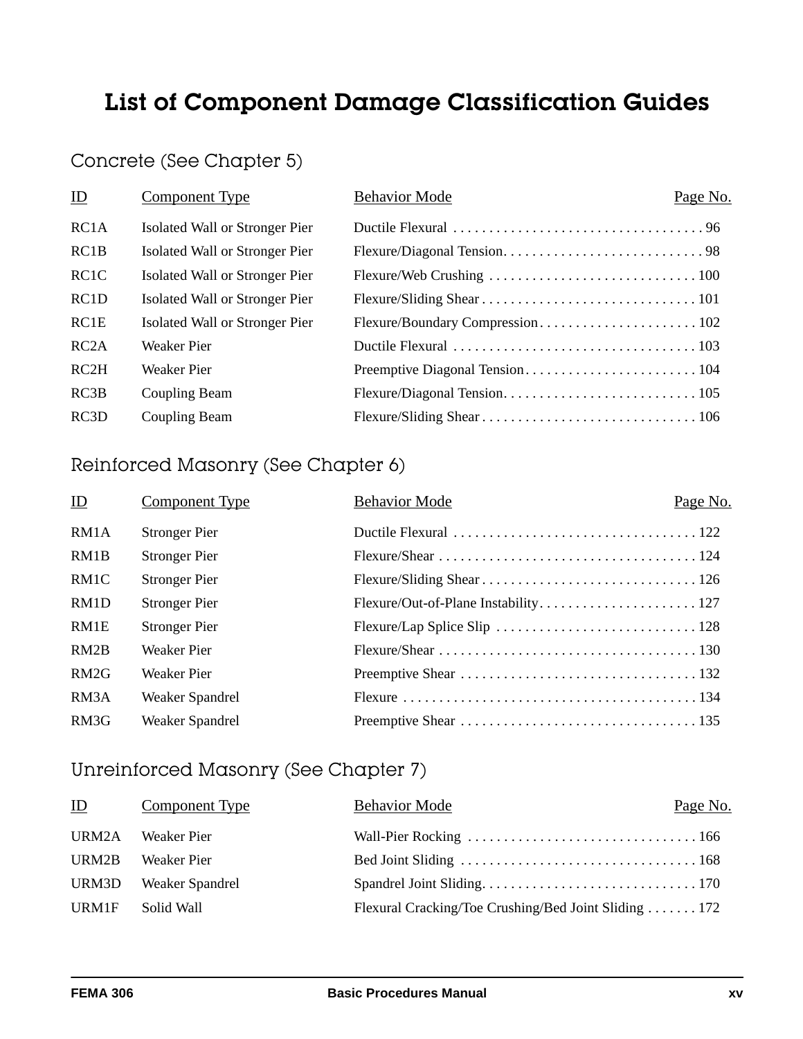# List of Component Damage Classification Guides

## Concrete (See Chapter 5)

| ID | Component Type | Behavior Mode | Page No. |
|---|---|---|---|
| RC1A | Isolated Wall or Stronger Pier | Ductile Flexural | 96 |
| RC1B | Isolated Wall or Stronger Pier | Flexure/Diagonal Tension | 98 |
| RC1C | Isolated Wall or Stronger Pier | Flexure/Web Crushing | 100 |
| RC1D | Isolated Wall or Stronger Pier | Flexure/Sliding Shear | 101 |
| RC1E | Isolated Wall or Stronger Pier | Flexure/Boundary Compression | 102 |
| RC2A | Weaker Pier | Ductile Flexural | 103 |
| RC2H | Weaker Pier | Preemptive Diagonal Tension | 104 |
| RC3B | Coupling Beam | Flexure/Diagonal Tension | 105 |
| RC3D | Coupling Beam | Flexure/Sliding Shear | 106 |

## Reinforced Masonry (See Chapter 6)

| ID | Component Type | Behavior Mode | Page No. |
|---|---|---|---|
| RM1A | Stronger Pier | Ductile Flexural | 122 |
| RM1B | Stronger Pier | Flexure/Shear | 124 |
| RM1C | Stronger Pier | Flexure/Sliding Shear | 126 |
| RM1D | Stronger Pier | Flexure/Out-of-Plane Instability | 127 |
| RM1E | Stronger Pier | Flexure/Lap Splice Slip | 128 |
| RM2B | Weaker Pier | Flexure/Shear | 130 |
| RM2G | Weaker Pier | Preemptive Shear | 132 |
| RM3A | Weaker Spandrel | Flexure | 134 |
| RM3G | Weaker Spandrel | Preemptive Shear | 135 |

## Unreinforced Masonry (See Chapter 7)

| ID | Component Type | Behavior Mode | Page No. |
|---|---|---|---|
| URM2A | Weaker Pier | Wall-Pier Rocking | 166 |
| URM2B | Weaker Pier | Bed Joint Sliding | 168 |
| URM3D | Weaker Spandrel | Spandrel Joint Sliding | 170 |
| URM1F | Solid Wall | Flexural Cracking/Toe Crushing/Bed Joint Sliding | 172 |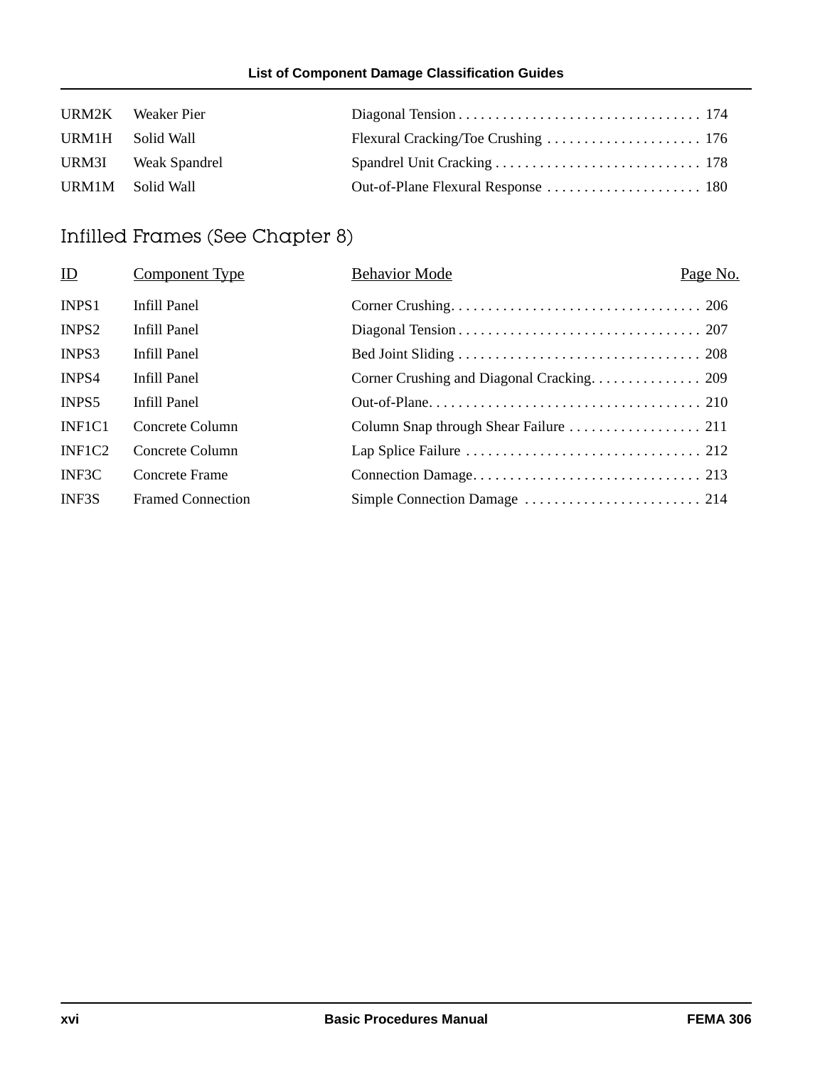| | | | |
|---|---|---|---|
| URM2K | Weaker Pier | Diagonal Tension | 174 |
| URM1H | Solid Wall | Flexural Cracking/Toe Crushing | 176 |
| URM3I | Weak Spandrel | Spandrel Unit Cracking | 178 |
| URM1M | Solid Wall | Out-of-Plane Flexural Response | 180 |

## Infilled Frames (See Chapter 8)

| ID | Component Type | Behavior Mode | Page No. |
|---|---|---|---|
| INPS1 | Infill Panel | Corner Crushing | 206 |
| INPS2 | Infill Panel | Diagonal Tension | 207 |
| INPS3 | Infill Panel | Bed Joint Sliding | 208 |
| INPS4 | Infill Panel | Corner Crushing and Diagonal Cracking | 209 |
| INPS5 | Infill Panel | Out-of-Plane | 210 |
| INF1C1 | Concrete Column | Column Snap through Shear Failure | 211 |
| INF1C2 | Concrete Column | Lap Splice Failure | 212 |
| INF3C | Concrete Frame | Connection Damage | 213 |
| INF3S | Framed Connection | Simple Connection Damage | 214 |